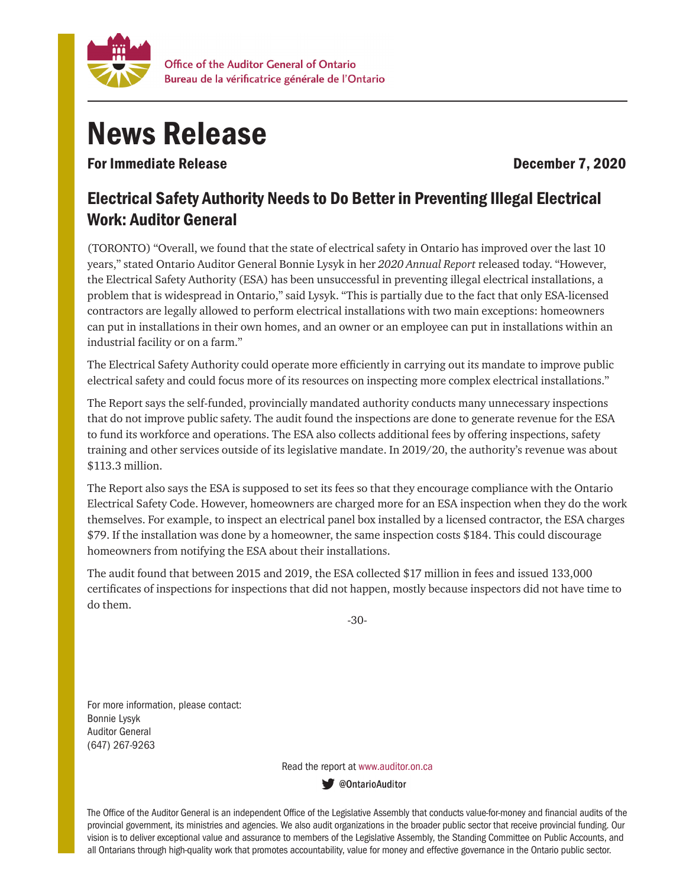Office of the Auditor General of Ontario
Bureau de la vérificatrice générale de l'Ontario

# News Release

**For Immediate Release** **December 7, 2020**

## Electrical Safety Authority Needs to Do Better in Preventing Illegal Electrical Work: Auditor General

(TORONTO) "Overall, we found that the state of electrical safety in Ontario has improved over the last 10 years," stated Ontario Auditor General Bonnie Lysyk in her *2020 Annual Report* released today. "However, the Electrical Safety Authority (ESA) has been unsuccessful in preventing illegal electrical installations, a problem that is widespread in Ontario," said Lysyk. "This is partially due to the fact that only ESA-licensed contractors are legally allowed to perform electrical installations with two main exceptions: homeowners can put in installations in their own homes, and an owner or an employee can put in installations within an industrial facility or on a farm."

The Electrical Safety Authority could operate more efficiently in carrying out its mandate to improve public electrical safety and could focus more of its resources on inspecting more complex electrical installations."

The Report says the self-funded, provincially mandated authority conducts many unnecessary inspections that do not improve public safety. The audit found the inspections are done to generate revenue for the ESA to fund its workforce and operations. The ESA also collects additional fees by offering inspections, safety training and other services outside of its legislative mandate. In 2019/20, the authority's revenue was about $113.3 million.

The Report also says the ESA is supposed to set its fees so that they encourage compliance with the Ontario Electrical Safety Code. However, homeowners are charged more for an ESA inspection when they do the work themselves. For example, to inspect an electrical panel box installed by a licensed contractor, the ESA charges $79. If the installation was done by a homeowner, the same inspection costs $184. This could discourage homeowners from notifying the ESA about their installations.

The audit found that between 2015 and 2019, the ESA collected $17 million in fees and issued 133,000 certificates of inspections for inspections that did not happen, mostly because inspectors did not have time to do them.

-30-

For more information, please contact:
Bonnie Lysyk
Auditor General
(647) 267-9263

Read the report at www.auditor.on.ca

@OntarioAuditor

The Office of the Auditor General is an independent Office of the Legislative Assembly that conducts value-for-money and financial audits of the provincial government, its ministries and agencies. We also audit organizations in the broader public sector that receive provincial funding. Our vision is to deliver exceptional value and assurance to members of the Legislative Assembly, the Standing Committee on Public Accounts, and all Ontarians through high-quality work that promotes accountability, value for money and effective governance in the Ontario public sector.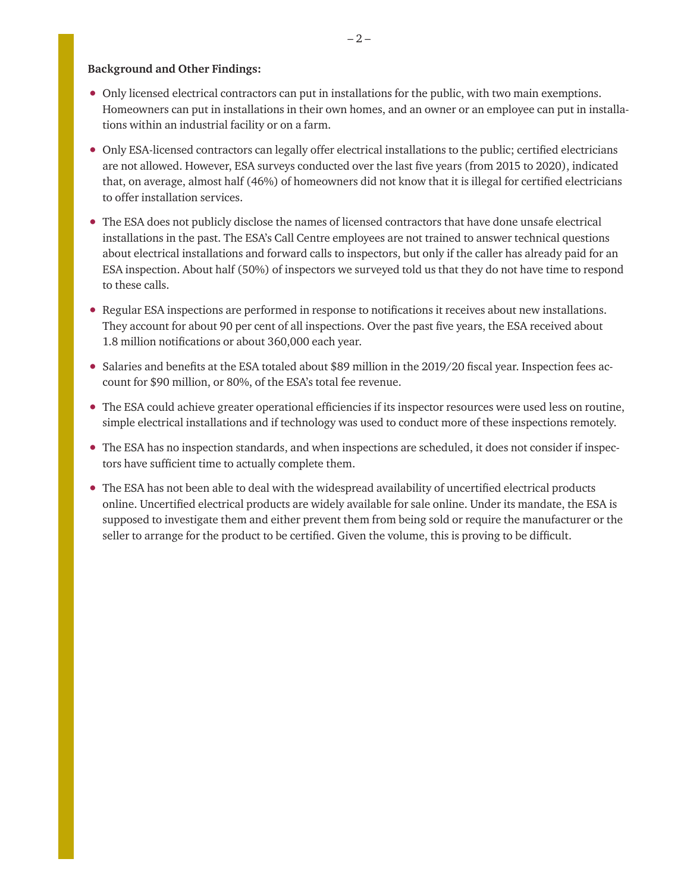**Background and Other Findings:**

- Only licensed electrical contractors can put in installations for the public, with two main exemptions. Homeowners can put in installations in their own homes, and an owner or an employee can put in installations within an industrial facility or on a farm.
- Only ESA-licensed contractors can legally offer electrical installations to the public; certified electricians are not allowed. However, ESA surveys conducted over the last five years (from 2015 to 2020), indicated that, on average, almost half (46%) of homeowners did not know that it is illegal for certified electricians to offer installation services.
- The ESA does not publicly disclose the names of licensed contractors that have done unsafe electrical installations in the past. The ESA's Call Centre employees are not trained to answer technical questions about electrical installations and forward calls to inspectors, but only if the caller has already paid for an ESA inspection. About half (50%) of inspectors we surveyed told us that they do not have time to respond to these calls.
- Regular ESA inspections are performed in response to notifications it receives about new installations. They account for about 90 per cent of all inspections. Over the past five years, the ESA received about 1.8 million notifications or about 360,000 each year.
- Salaries and benefits at the ESA totaled about $89 million in the 2019/20 fiscal year. Inspection fees account for $90 million, or 80%, of the ESA's total fee revenue.
- The ESA could achieve greater operational efficiencies if its inspector resources were used less on routine, simple electrical installations and if technology was used to conduct more of these inspections remotely.
- The ESA has no inspection standards, and when inspections are scheduled, it does not consider if inspectors have sufficient time to actually complete them.
- The ESA has not been able to deal with the widespread availability of uncertified electrical products online. Uncertified electrical products are widely available for sale online. Under its mandate, the ESA is supposed to investigate them and either prevent them from being sold or require the manufacturer or the seller to arrange for the product to be certified. Given the volume, this is proving to be difficult.